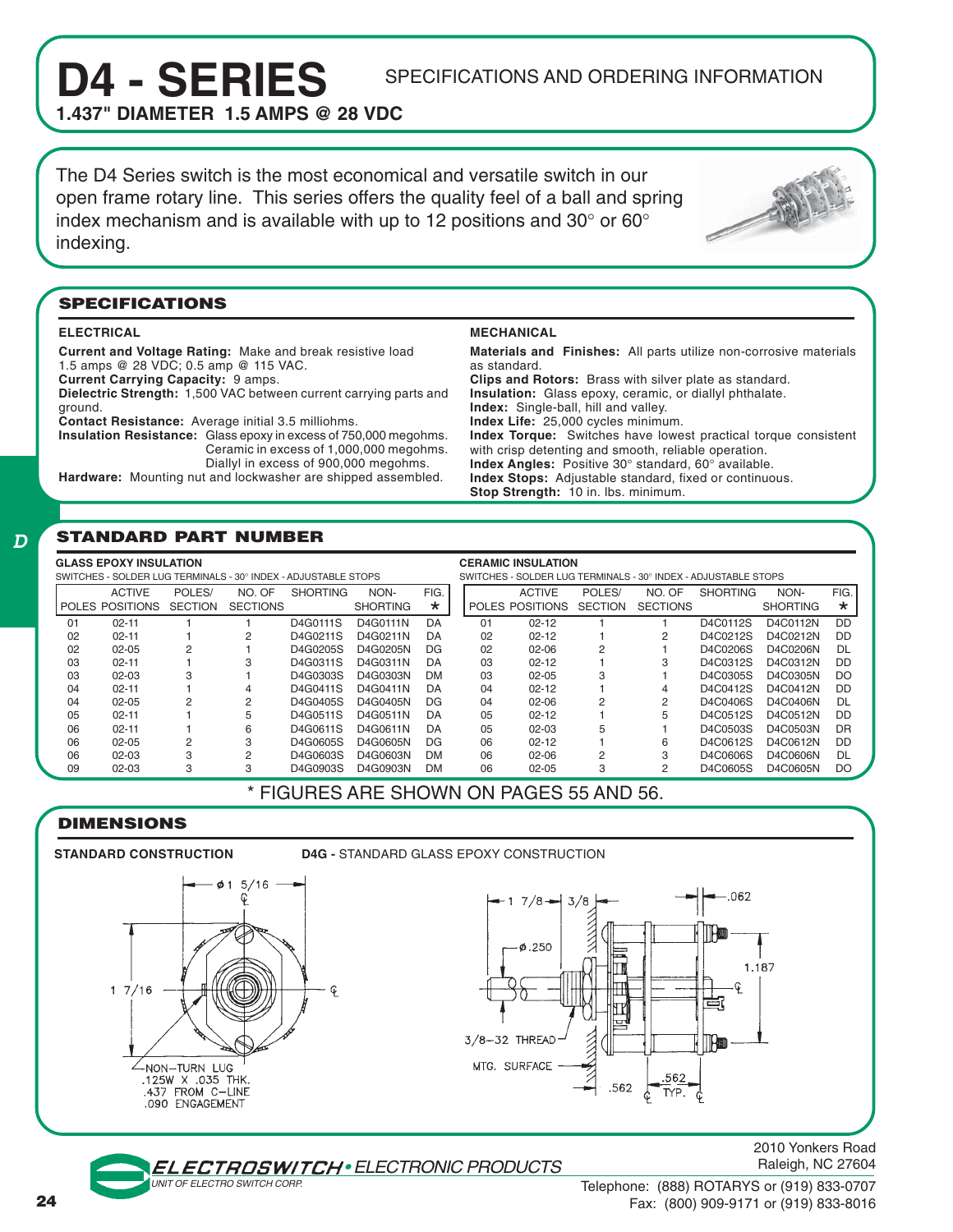# D4 - SERIES

SPECIFICATIONS AND ORDERING INFORMATION

**1.437" DIAMETER 1.5 AMPS @ 28 VDC**

The D4 Series switch is the most economical and versatile switch in our open frame rotary line. This series offers the quality feel of a ball and spring index mechanism and is available with up to 12 positions and 30° or 60° indexing.

## SPECIFICATIONS

### ELECTRICAL

**Current and Voltage Rating:** Make and break resistive load 1.5 amps @ 28 VDC; 0.5 amp @ 115 VAC.
**Current Carrying Capacity:** 9 amps.
**Dielectric Strength:** 1,500 VAC between current carrying parts and ground.
**Contact Resistance:** Average initial 3.5 milliohms.
**Insulation Resistance:** Glass epoxy in excess of 750,000 megohms. Ceramic in excess of 1,000,000 megohms. Diallyl in excess of 900,000 megohms.
**Hardware:** Mounting nut and lockwasher are shipped assembled.

### MECHANICAL

**Materials and Finishes:** All parts utilize non-corrosive materials as standard.
**Clips and Rotors:** Brass with silver plate as standard.
**Insulation:** Glass epoxy, ceramic, or diallyl phthalate.
**Index:** Single-ball, hill and valley.
**Index Life:** 25,000 cycles minimum.
**Index Torque:** Switches have lowest practical torque consistent with crisp detenting and smooth, reliable operation.
**Index Angles:** Positive 30° standard, 60° available.
**Index Stops:** Adjustable standard, fixed or continuous.
**Stop Strength:** 10 in. lbs. minimum.

## STANDARD PART NUMBER

**GLASS EPOXY INSULATION**
SWITCHES - SOLDER LUG TERMINALS - 30° INDEX - ADJUSTABLE STOPS

| POLES | ACTIVE POSITIONS | POLES/ SECTION | NO. OF SECTIONS | SHORTING | NON-SHORTING | FIG. * |
|---|---|---|---|---|---|---|
| 01 | 02-11 | 1 | 1 | D4G0111S | D4G0111N | DA |
| 02 | 02-11 | 1 | 2 | D4G0211S | D4G0211N | DA |
| 02 | 02-05 | 2 | 1 | D4G0205S | D4G0205N | DG |
| 03 | 02-11 | 1 | 3 | D4G0311S | D4G0311N | DA |
| 03 | 02-03 | 3 | 1 | D4G0303S | D4G0303N | DM |
| 04 | 02-11 | 1 | 4 | D4G0411S | D4G0411N | DA |
| 04 | 02-05 | 2 | 2 | D4G0405S | D4G0405N | DG |
| 05 | 02-11 | 1 | 5 | D4G0511S | D4G0511N | DA |
| 06 | 02-11 | 1 | 6 | D4G0611S | D4G0611N | DA |
| 06 | 02-05 | 2 | 3 | D4G0605S | D4G0605N | DG |
| 06 | 02-03 | 3 | 2 | D4G0603S | D4G0603N | DM |
| 09 | 02-03 | 3 | 3 | D4G0903S | D4G0903N | DM |

**CERAMIC INSULATION**
SWITCHES - SOLDER LUG TERMINALS - 30° INDEX - ADJUSTABLE STOPS

| POLES | ACTIVE POSITIONS | POLES/ SECTION | NO. OF SECTIONS | SHORTING | NON-SHORTING | FIG. * |
|---|---|---|---|---|---|---|
| 01 | 02-12 | 1 | 1 | D4C0112S | D4C0112N | DD |
| 02 | 02-12 | 1 | 2 | D4C0212S | D4C0212N | DD |
| 02 | 02-06 | 2 | 1 | D4C0206S | D4C0206N | DL |
| 03 | 02-12 | 1 | 3 | D4C0312S | D4C0312N | DD |
| 03 | 02-05 | 3 | 1 | D4C0305S | D4C0305N | DO |
| 04 | 02-12 | 1 | 4 | D4C0412S | D4C0412N | DD |
| 04 | 02-06 | 2 | 2 | D4C0406S | D4C0406N | DL |
| 05 | 02-12 | 1 | 5 | D4C0512S | D4C0512N | DD |
| 05 | 02-03 | 5 | 1 | D4C0503S | D4C0503N | DR |
| 06 | 02-12 | 1 | 6 | D4C0612S | D4C0612N | DD |
| 06 | 02-06 | 2 | 3 | D4C0606S | D4C0606N | DL |
| 06 | 02-05 | 3 | 2 | D4C0605S | D4C0605N | DO |

\* FIGURES ARE SHOWN ON PAGES 55 AND 56.

## DIMENSIONS

**STANDARD CONSTRUCTION**

**D4G -** STANDARD GLASS EPOXY CONSTRUCTION

Ø 1 5/16
1 7/16
NON-TURN LUG
.125W X .035 THK.
.437 FROM C-LINE
.090 ENGAGEMENT

1 7/8
3/8
.062
Ø.250
1.187
3/8-32 THREAD
MTG. SURFACE
.562
.562 TYP.

ELECTROSWITCH • ELECTRONIC PRODUCTS
UNIT OF ELECTRO SWITCH CORP.

2010 Yonkers Road
Raleigh, NC 27604
Telephone: (888) ROTARYS or (919) 833-0707
Fax: (800) 909-9171 or (919) 833-8016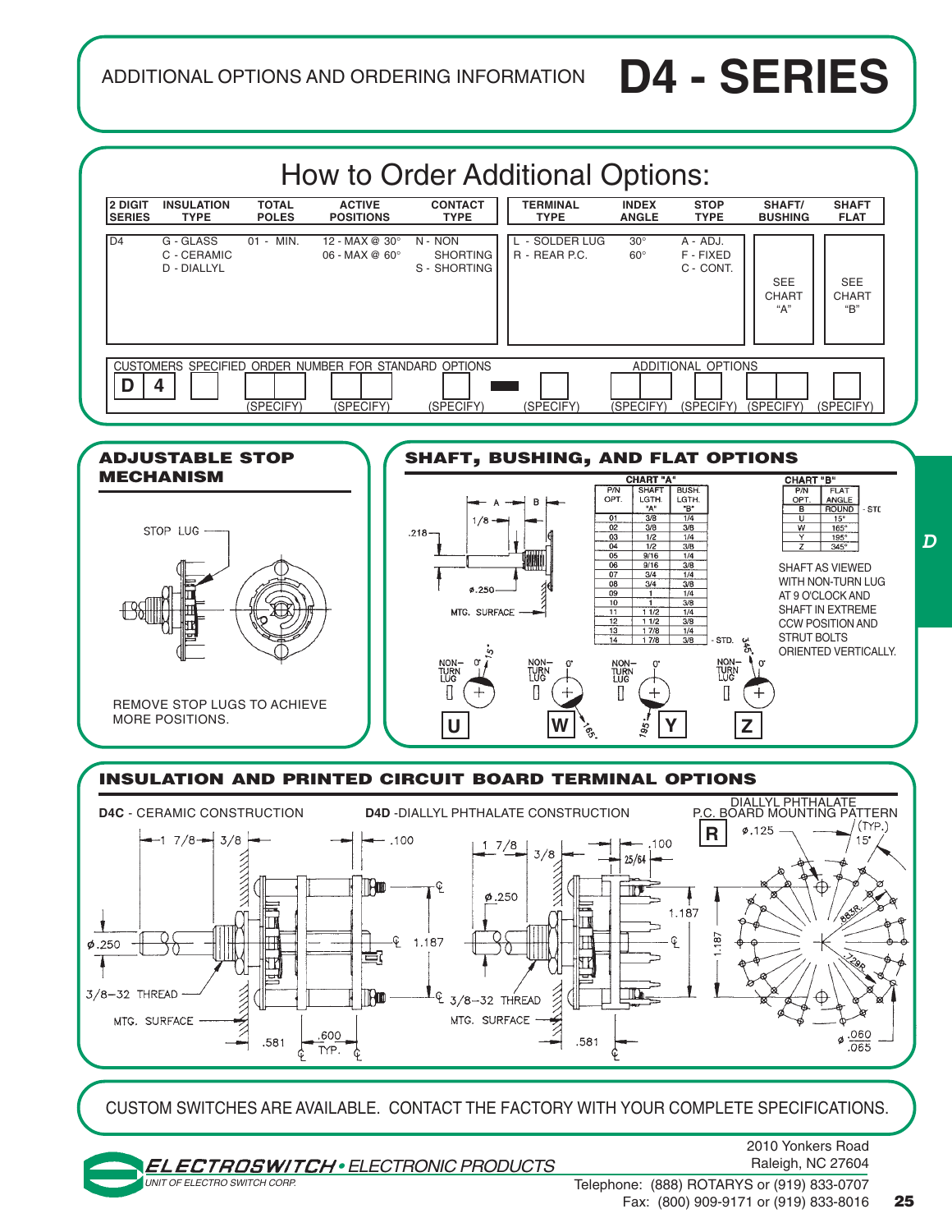# ADDITIONAL OPTIONS AND ORDERING INFORMATION — D4 - SERIES

## How to Order Additional Options:

| 2 DIGIT SERIES | INSULATION TYPE | TOTAL POLES | ACTIVE POSITIONS | CONTACT TYPE | TERMINAL TYPE | INDEX ANGLE | STOP TYPE | SHAFT/ BUSHING | SHAFT FLAT |
|---|---|---|---|---|---|---|---|---|---|
| D4 | G - GLASS<br>C - CERAMIC<br>D - DIALLYL | 01 - MIN. | 12 - MAX @ 30°<br>06 - MAX @ 60° | N - NON SHORTING<br>S - SHORTING | L - SOLDER LUG<br>R - REAR P.C. | 30°<br>60° | A - ADJ.<br>F - FIXED<br>C - CONT. | SEE CHART "A" | SEE CHART "B" |

CUSTOMERS SPECIFIED ORDER NUMBER FOR STANDARD OPTIONS — ADDITIONAL OPTIONS

D 4 [ ] [ ][ ] (SPECIFY) [ ][ ] (SPECIFY) [ ] (SPECIFY) – [ ] (SPECIFY) [ ] (SPECIFY) [ ] (SPECIFY) [ ][ ] (SPECIFY) [ ] (SPECIFY)

## ADJUSTABLE STOP MECHANISM

STOP LUG

REMOVE STOP LUGS TO ACHIEVE MORE POSITIONS.

## SHAFT, BUSHING, AND FLAT OPTIONS

**CHART "A"**

| P/N OPT. | SHAFT LGTH. "A" | BUSH. LGTH. "B" |
|---|---|---|
| 01 | 3/8 | 1/4 |
| 02 | 3/8 | 3/8 |
| 03 | 1/2 | 1/4 |
| 04 | 1/2 | 3/8 |
| 05 | 9/16 | 1/4 |
| 06 | 9/16 | 3/8 |
| 07 | 3/4 | 1/4 |
| 08 | 3/4 | 3/8 |
| 09 | 1 | 1/4 |
| 10 | 1 | 3/8 |
| 11 | 1 1/2 | 1/4 |
| 12 | 1 1/2 | 3/8 |
| 13 | 1 7/8 | 1/4 |
| 14 | 1 7/8 | 3/8 - STD. |

**CHART "B"**

| P/N OPT. | FLAT ANGLE |
|---|---|
| B | ROUND - STD |
| U | 15° |
| W | 165° |
| Y | 195° |
| Z | 345° |

SHAFT AS VIEWED WITH NON-TURN LUG AT 9 O'CLOCK AND SHAFT IN EXTREME CCW POSITION AND STRUT BOLTS ORIENTED VERTICALLY.

Drawing labels: A, B, 1/8, .218, ø.250, MTG. SURFACE, NON-TURN LUG, 0°, 15° (U), 165° (W), 195° (Y), 345° (Z)

## INSULATION AND PRINTED CIRCUIT BOARD TERMINAL OPTIONS

**D4C** - CERAMIC CONSTRUCTION

Drawing labels: 1 7/8, 3/8, .100, ø.250, 1.187, 3/8-32 THREAD, MTG. SURFACE, .581, .600 TYP.

**D4D** -DIALLYL PHTHALATE CONSTRUCTION

Drawing labels: 1 7/8, 3/8, .100, 25/64, ø.250, 1.187, 3/8-32 THREAD, MTG. SURFACE, .581

DIALLYL PHTHALATE P.C. BOARD MOUNTING PATTERN **R**

Drawing labels: ø.125, 15° (TYP.), .883R, .729R, 1.187, ø .060/.065

CUSTOM SWITCHES ARE AVAILABLE. CONTACT THE FACTORY WITH YOUR COMPLETE SPECIFICATIONS.

*ELECTROSWITCH* • *ELECTRONIC PRODUCTS*
*UNIT OF ELECTRO SWITCH CORP.*

2010 Yonkers Road
Raleigh, NC 27604
Telephone: (888) ROTARYS or (919) 833-0707
Fax: (800) 909-9171 or (919) 833-8016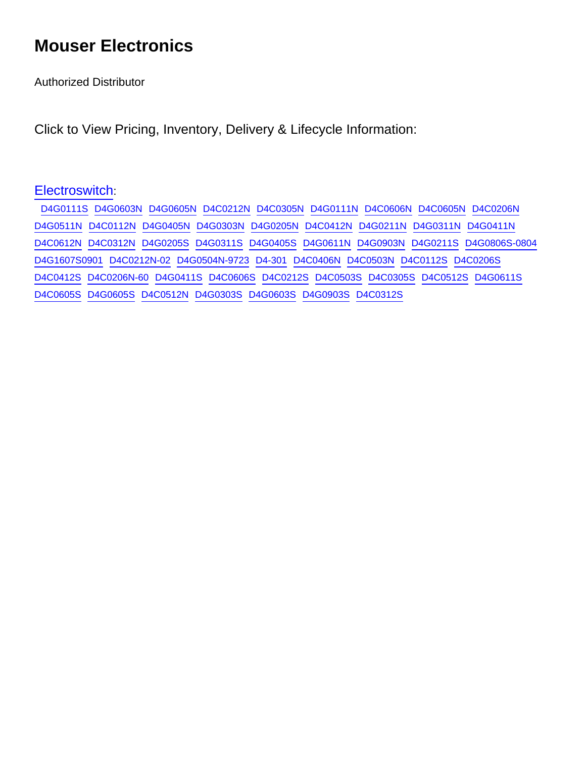# Mouser Electronics

Authorized Distributor

Click to View Pricing, Inventory, Delivery & Lifecycle Information:

Electroswitch:

D4G0111S D4G0603N D4G0605N D4C0212N D4C0305N D4G0111N D4C0606N D4C0605N D4C0206N D4G0511N D4C0112N D4G0405N D4G0303N D4G0205N D4C0412N D4G0211N D4G0311N D4G0411N D4C0612N D4C0312N D4G0205S D4G0311S D4G0405S D4G0611N D4G0903N D4G0211S D4G0806S-0804 D4G1607S0901 D4C0212N-02 D4G0504N-9723 D4-301 D4C0406N D4C0503N D4C0112S D4C0206S D4C0412S D4C0206N-60 D4G0411S D4C0606S D4C0212S D4C0503S D4C0305S D4C0512S D4G0611S D4C0605S D4G0605S D4C0512N D4G0303S D4G0603S D4G0903S D4C0312S